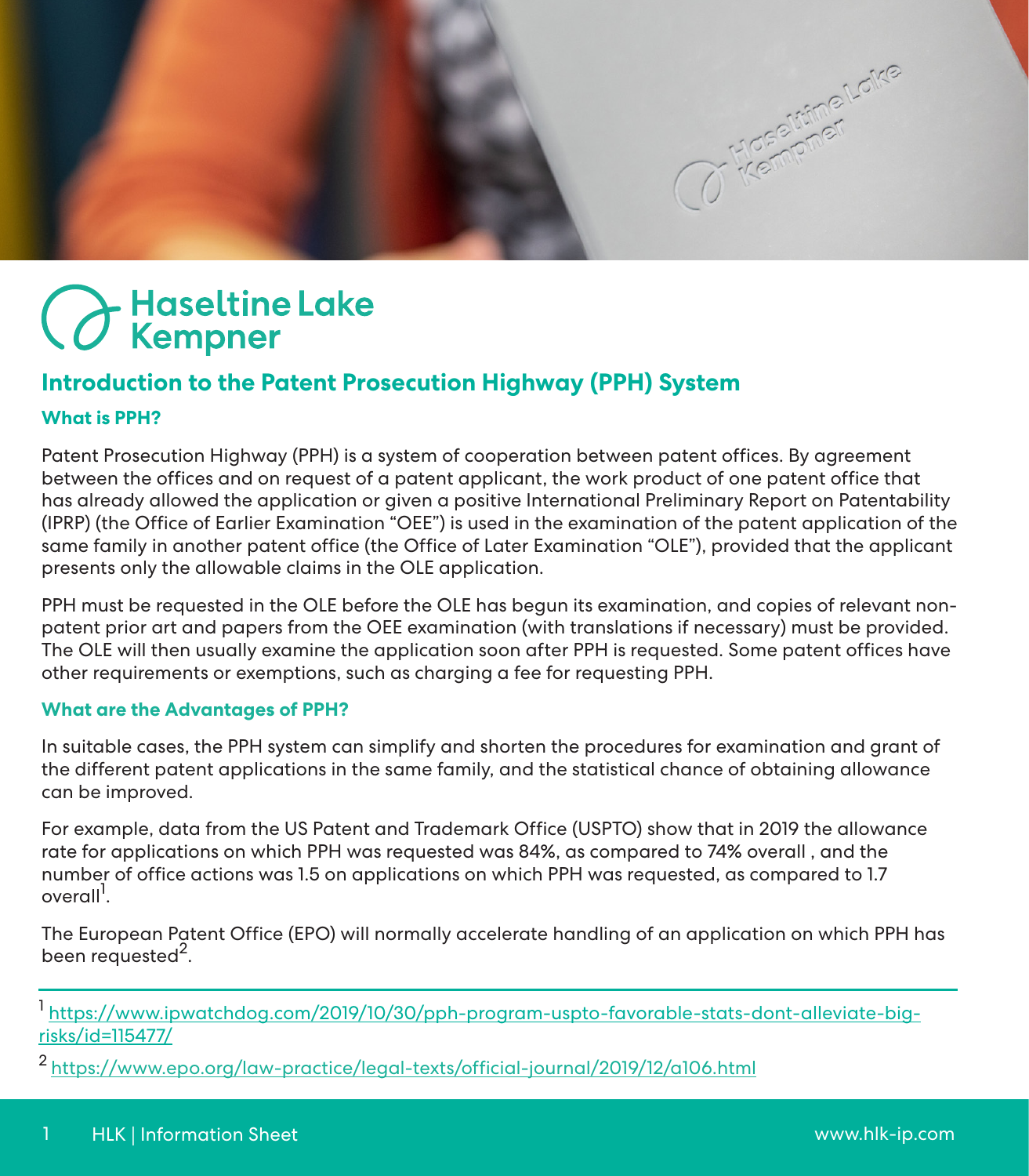# Haseltine Lake Kempner

## Introduction to the Patent Prosecution Highway (PPH) System

### What is PPH?

Patent Prosecution Highway (PPH) is a system of cooperation between patent offices. By agreement between the offices and on request of a patent applicant, the work product of one patent office that has already allowed the application or given a positive International Preliminary Report on Patentability (IPRP) (the Office of Earlier Examination "OEE") is used in the examination of the patent application of the same family in another patent office (the Office of Later Examination "OLE"), provided that the applicant presents only the allowable claims in the OLE application.

PPH must be requested in the OLE before the OLE has begun its examination, and copies of relevant non-patent prior art and papers from the OEE examination (with translations if necessary) must be provided. The OLE will then usually examine the application soon after PPH is requested. Some patent offices have other requirements or exemptions, such as charging a fee for requesting PPH.

### What are the Advantages of PPH?

In suitable cases, the PPH system can simplify and shorten the procedures for examination and grant of the different patent applications in the same family, and the statistical chance of obtaining allowance can be improved.

For example, data from the US Patent and Trademark Office (USPTO) show that in 2019 the allowance rate for applications on which PPH was requested was 84%, as compared to 74% overall , and the number of office actions was 1.5 on applications on which PPH was requested, as compared to 1.7 overall[1].

The European Patent Office (EPO) will normally accelerate handling of an application on which PPH has been requested[2].

---

[1] https://www.ipwatchdog.com/2019/10/30/pph-program-uspto-favorable-stats-dont-alleviate-big-risks/id=115477/

[2] https://www.epo.org/law-practice/legal-texts/official-journal/2019/12/a106.html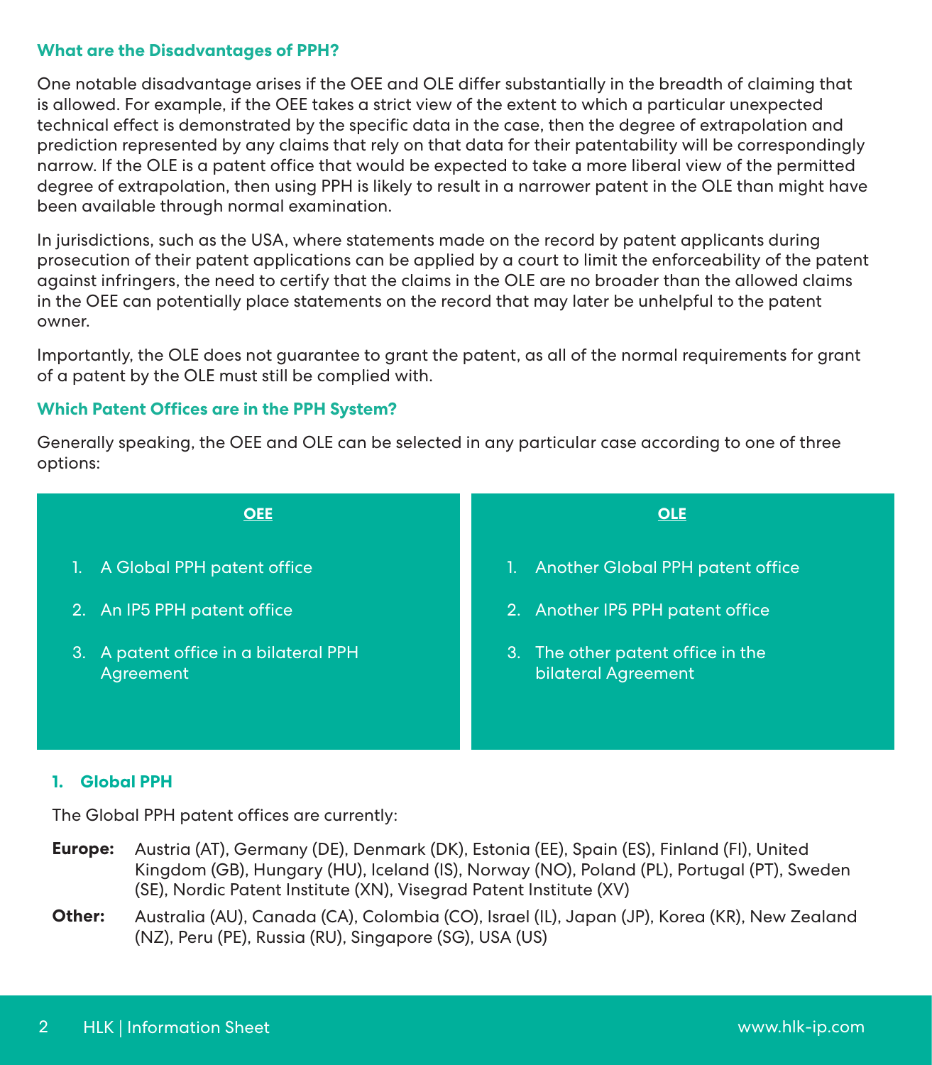### What are the Disadvantages of PPH?

One notable disadvantage arises if the OEE and OLE differ substantially in the breadth of claiming that is allowed. For example, if the OEE takes a strict view of the extent to which a particular unexpected technical effect is demonstrated by the specific data in the case, then the degree of extrapolation and prediction represented by any claims that rely on that data for their patentability will be correspondingly narrow. If the OLE is a patent office that would be expected to take a more liberal view of the permitted degree of extrapolation, then using PPH is likely to result in a narrower patent in the OLE than might have been available through normal examination.

In jurisdictions, such as the USA, where statements made on the record by patent applicants during prosecution of their patent applications can be applied by a court to limit the enforceability of the patent against infringers, the need to certify that the claims in the OLE are no broader than the allowed claims in the OEE can potentially place statements on the record that may later be unhelpful to the patent owner.

Importantly, the OLE does not guarantee to grant the patent, as all of the normal requirements for grant of a patent by the OLE must still be complied with.

### Which Patent Offices are in the PPH System?

Generally speaking, the OEE and OLE can be selected in any particular case according to one of three options:

| OEE | OLE |
|---|---|
| 1. A Global PPH patent office | 1. Another Global PPH patent office |
| 2. An IP5 PPH patent office | 2. Another IP5 PPH patent office |
| 3. A patent office in a bilateral PPH Agreement | 3. The other patent office in the bilateral Agreement |

#### 1. Global PPH

The Global PPH patent offices are currently:

**Europe:** Austria (AT), Germany (DE), Denmark (DK), Estonia (EE), Spain (ES), Finland (FI), United Kingdom (GB), Hungary (HU), Iceland (IS), Norway (NO), Poland (PL), Portugal (PT), Sweden (SE), Nordic Patent Institute (XN), Visegrad Patent Institute (XV)

**Other:** Australia (AU), Canada (CA), Colombia (CO), Israel (IL), Japan (JP), Korea (KR), New Zealand (NZ), Peru (PE), Russia (RU), Singapore (SG), USA (US)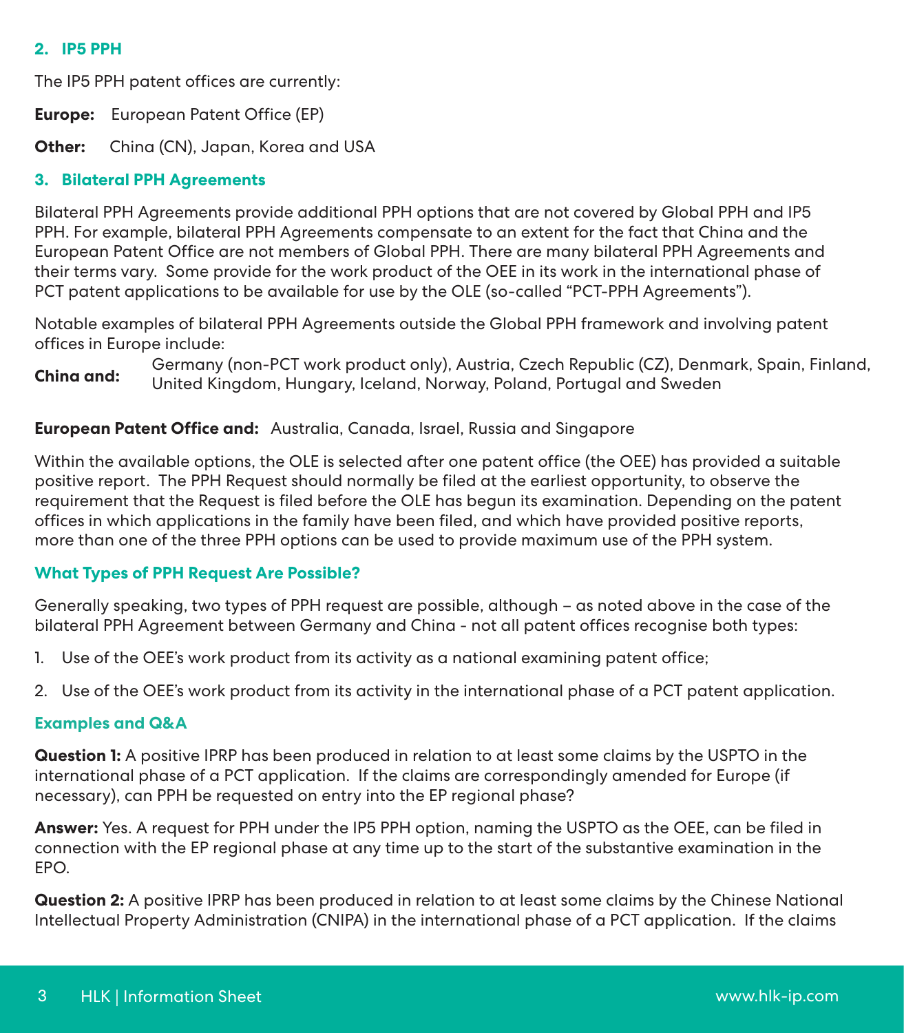## 2. IP5 PPH

The IP5 PPH patent offices are currently:

**Europe:** European Patent Office (EP)

**Other:** China (CN), Japan, Korea and USA

## 3. Bilateral PPH Agreements

Bilateral PPH Agreements provide additional PPH options that are not covered by Global PPH and IP5 PPH. For example, bilateral PPH Agreements compensate to an extent for the fact that China and the European Patent Office are not members of Global PPH. There are many bilateral PPH Agreements and their terms vary. Some provide for the work product of the OEE in its work in the international phase of PCT patent applications to be available for use by the OLE (so-called "PCT-PPH Agreements").

Notable examples of bilateral PPH Agreements outside the Global PPH framework and involving patent offices in Europe include:

**China and:** Germany (non-PCT work product only), Austria, Czech Republic (CZ), Denmark, Spain, Finland, United Kingdom, Hungary, Iceland, Norway, Poland, Portugal and Sweden

**European Patent Office and:** Australia, Canada, Israel, Russia and Singapore

Within the available options, the OLE is selected after one patent office (the OEE) has provided a suitable positive report. The PPH Request should normally be filed at the earliest opportunity, to observe the requirement that the Request is filed before the OLE has begun its examination. Depending on the patent offices in which applications in the family have been filed, and which have provided positive reports, more than one of the three PPH options can be used to provide maximum use of the PPH system.

## What Types of PPH Request Are Possible?

Generally speaking, two types of PPH request are possible, although – as noted above in the case of the bilateral PPH Agreement between Germany and China - not all patent offices recognise both types:

1. Use of the OEE's work product from its activity as a national examining patent office;
2. Use of the OEE's work product from its activity in the international phase of a PCT patent application.

## Examples and Q&A

**Question 1:** A positive IPRP has been produced in relation to at least some claims by the USPTO in the international phase of a PCT application. If the claims are correspondingly amended for Europe (if necessary), can PPH be requested on entry into the EP regional phase?

**Answer:** Yes. A request for PPH under the IP5 PPH option, naming the USPTO as the OEE, can be filed in connection with the EP regional phase at any time up to the start of the substantive examination in the EPO.

**Question 2:** A positive IPRP has been produced in relation to at least some claims by the Chinese National Intellectual Property Administration (CNIPA) in the international phase of a PCT application. If the claims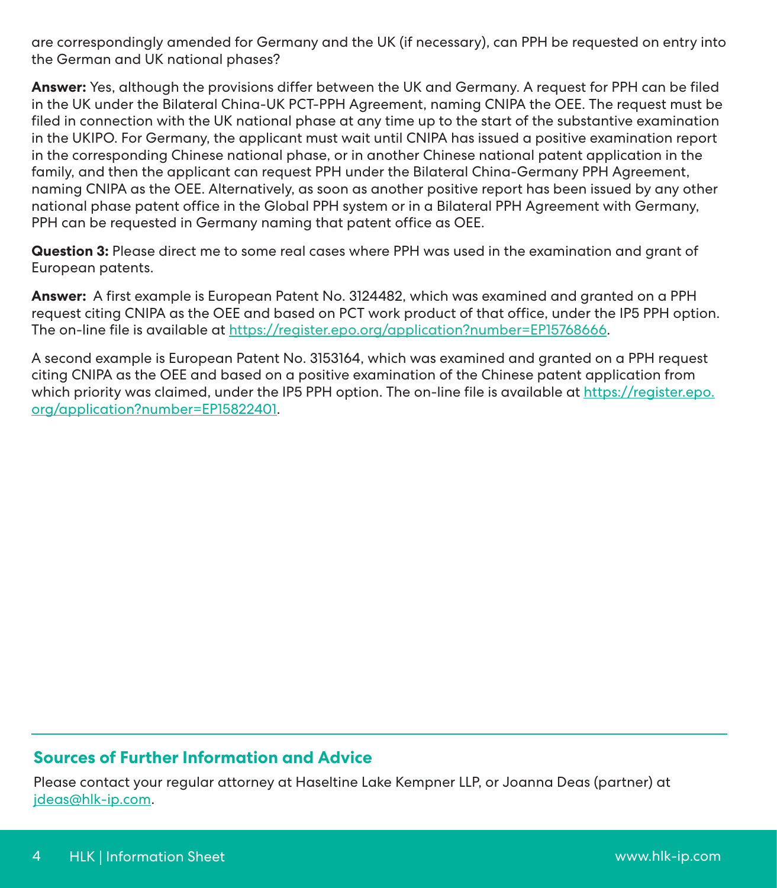are correspondingly amended for Germany and the UK (if necessary), can PPH be requested on entry into the German and UK national phases?

**Answer:** Yes, although the provisions differ between the UK and Germany. A request for PPH can be filed in the UK under the Bilateral China-UK PCT-PPH Agreement, naming CNIPA the OEE. The request must be filed in connection with the UK national phase at any time up to the start of the substantive examination in the UKIPO. For Germany, the applicant must wait until CNIPA has issued a positive examination report in the corresponding Chinese national phase, or in another Chinese national patent application in the family, and then the applicant can request PPH under the Bilateral China-Germany PPH Agreement, naming CNIPA as the OEE. Alternatively, as soon as another positive report has been issued by any other national phase patent office in the Global PPH system or in a Bilateral PPH Agreement with Germany, PPH can be requested in Germany naming that patent office as OEE.

**Question 3:** Please direct me to some real cases where PPH was used in the examination and grant of European patents.

**Answer:** A first example is European Patent No. 3124482, which was examined and granted on a PPH request citing CNIPA as the OEE and based on PCT work product of that office, under the IP5 PPH option. The on-line file is available at https://register.epo.org/application?number=EP15768666.

A second example is European Patent No. 3153164, which was examined and granted on a PPH request citing CNIPA as the OEE and based on a positive examination of the Chinese patent application from which priority was claimed, under the IP5 PPH option. The on-line file is available at https://register.epo.org/application?number=EP15822401.

## Sources of Further Information and Advice

Please contact your regular attorney at Haseltine Lake Kempner LLP, or Joanna Deas (partner) at jdeas@hlk-ip.com.